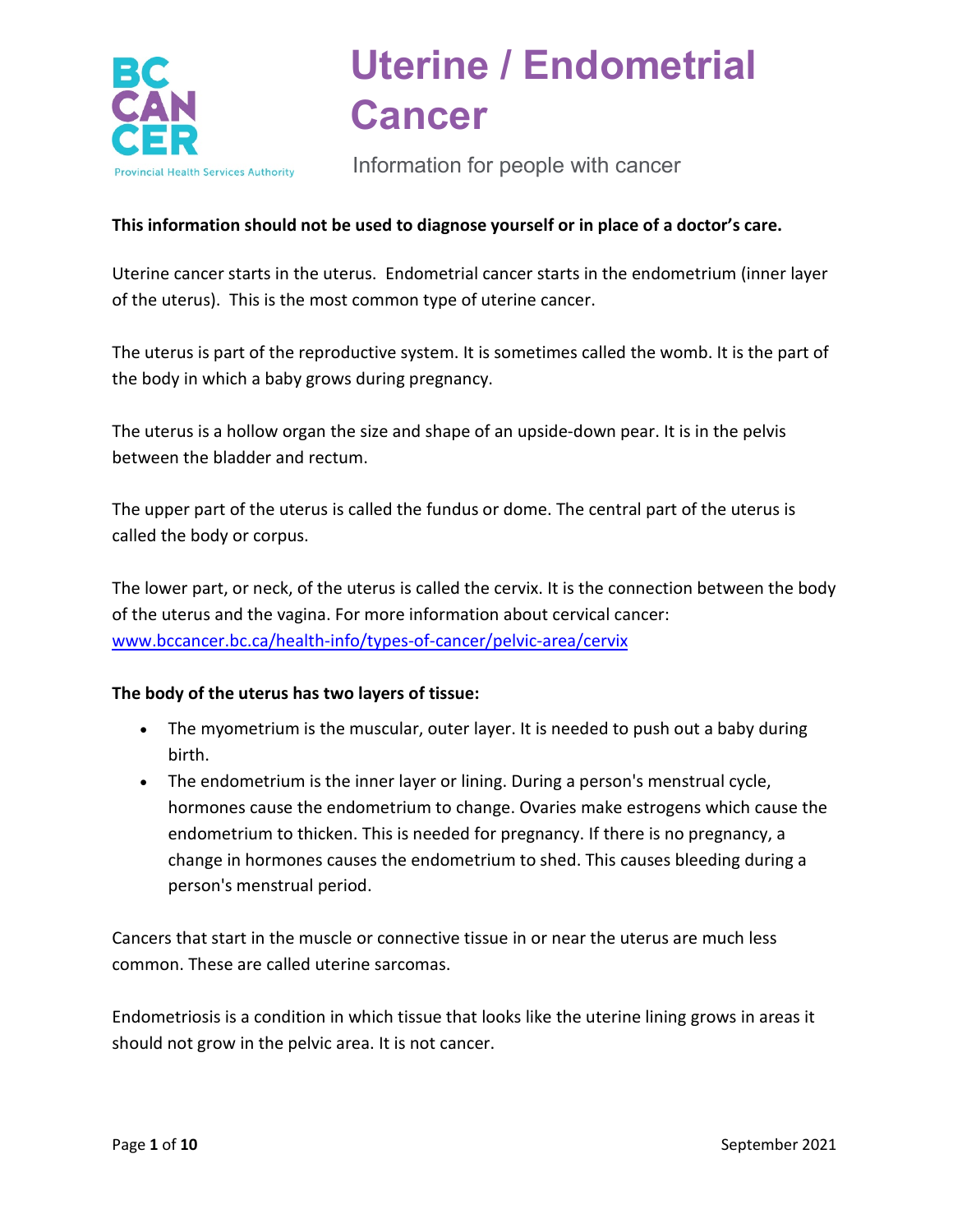# Uterine / Endometrial Cancer

Information for people with cancer

**This information should not be used to diagnose yourself or in place of a doctor's care.**

Uterine cancer starts in the uterus. Endometrial cancer starts in the endometrium (inner layer of the uterus). This is the most common type of uterine cancer.

The uterus is part of the reproductive system. It is sometimes called the womb. It is the part of the body in which a baby grows during pregnancy.

The uterus is a hollow organ the size and shape of an upside-down pear. It is in the pelvis between the bladder and rectum.

The upper part of the uterus is called the fundus or dome. The central part of the uterus is called the body or corpus.

The lower part, or neck, of the uterus is called the cervix. It is the connection between the body of the uterus and the vagina. For more information about cervical cancer: [www.bccancer.bc.ca/health-info/types-of-cancer/pelvic-area/cervix](www.bccancer.bc.ca/health-info/types-of-cancer/pelvic-area/cervix)

**The body of the uterus has two layers of tissue:**

- The myometrium is the muscular, outer layer. It is needed to push out a baby during birth.
- The endometrium is the inner layer or lining. During a person's menstrual cycle, hormones cause the endometrium to change. Ovaries make estrogens which cause the endometrium to thicken. This is needed for pregnancy. If there is no pregnancy, a change in hormones causes the endometrium to shed. This causes bleeding during a person's menstrual period.

Cancers that start in the muscle or connective tissue in or near the uterus are much less common. These are called uterine sarcomas.

Endometriosis is a condition in which tissue that looks like the uterine lining grows in areas it should not grow in the pelvic area. It is not cancer.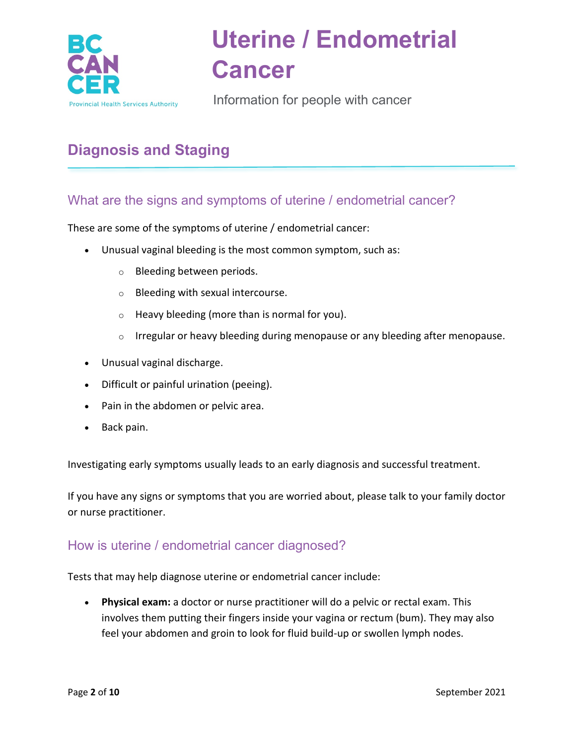# Uterine / Endometrial Cancer

Information for people with cancer

## Diagnosis and Staging

### What are the signs and symptoms of uterine / endometrial cancer?

These are some of the symptoms of uterine / endometrial cancer:

- Unusual vaginal bleeding is the most common symptom, such as:
  - Bleeding between periods.
  - Bleeding with sexual intercourse.
  - Heavy bleeding (more than is normal for you).
  - Irregular or heavy bleeding during menopause or any bleeding after menopause.
- Unusual vaginal discharge.
- Difficult or painful urination (peeing).
- Pain in the abdomen or pelvic area.
- Back pain.

Investigating early symptoms usually leads to an early diagnosis and successful treatment.

If you have any signs or symptoms that you are worried about, please talk to your family doctor or nurse practitioner.

### How is uterine / endometrial cancer diagnosed?

Tests that may help diagnose uterine or endometrial cancer include:

- **Physical exam:** a doctor or nurse practitioner will do a pelvic or rectal exam. This involves them putting their fingers inside your vagina or rectum (bum). They may also feel your abdomen and groin to look for fluid build-up or swollen lymph nodes.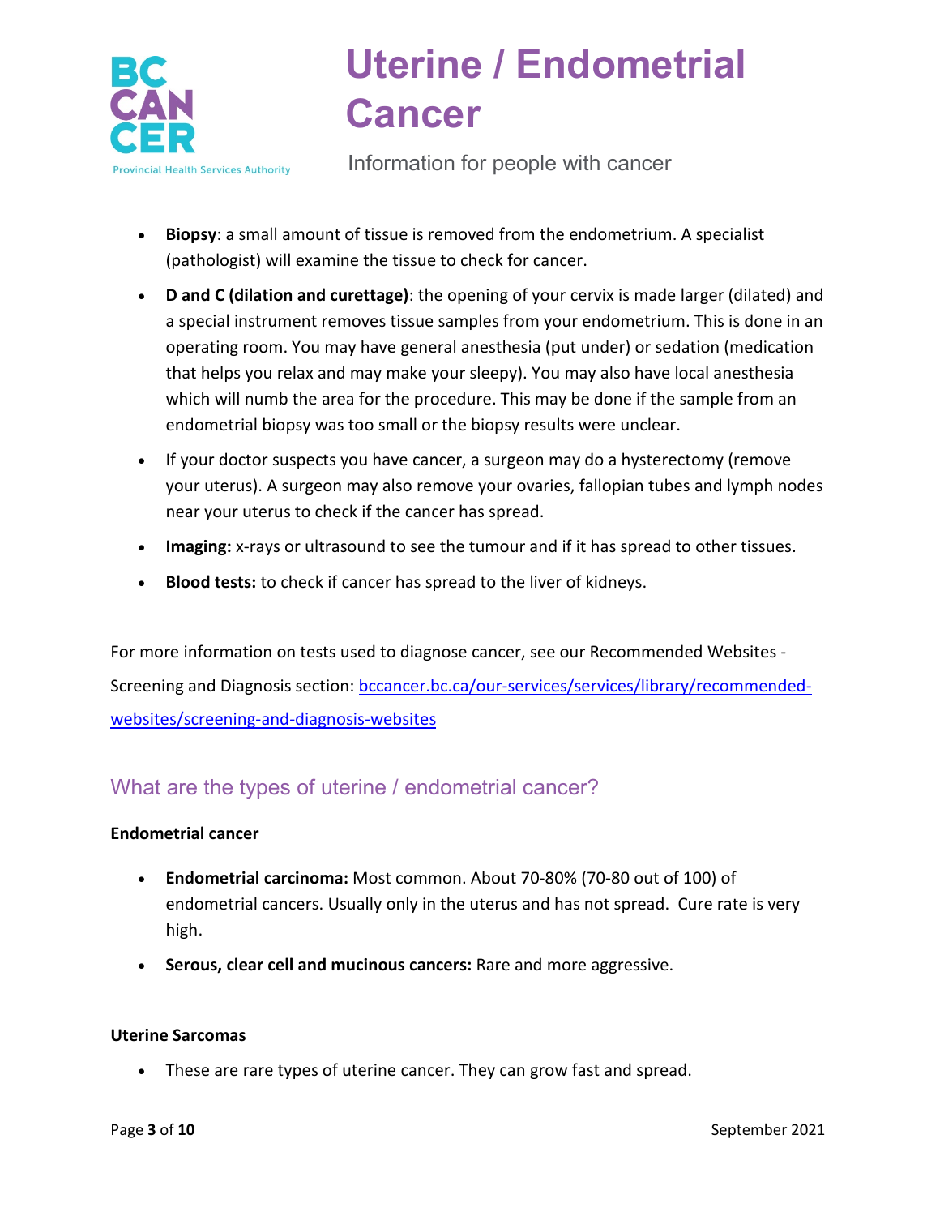- **Biopsy**: a small amount of tissue is removed from the endometrium. A specialist (pathologist) will examine the tissue to check for cancer.
- **D and C (dilation and curettage)**: the opening of your cervix is made larger (dilated) and a special instrument removes tissue samples from your endometrium. This is done in an operating room. You may have general anesthesia (put under) or sedation (medication that helps you relax and may make your sleepy). You may also have local anesthesia which will numb the area for the procedure. This may be done if the sample from an endometrial biopsy was too small or the biopsy results were unclear.
- If your doctor suspects you have cancer, a surgeon may do a hysterectomy (remove your uterus). A surgeon may also remove your ovaries, fallopian tubes and lymph nodes near your uterus to check if the cancer has spread.
- **Imaging:** x-rays or ultrasound to see the tumour and if it has spread to other tissues.
- **Blood tests:** to check if cancer has spread to the liver of kidneys.

For more information on tests used to diagnose cancer, see our Recommended Websites - Screening and Diagnosis section: [bccancer.bc.ca/our-services/services/library/recommended-websites/screening-and-diagnosis-websites](bccancer.bc.ca/our-services/services/library/recommended-websites/screening-and-diagnosis-websites)

## What are the types of uterine / endometrial cancer?

**Endometrial cancer**

- **Endometrial carcinoma:** Most common. About 70-80% (70-80 out of 100) of endometrial cancers. Usually only in the uterus and has not spread. Cure rate is very high.
- **Serous, clear cell and mucinous cancers:** Rare and more aggressive.

**Uterine Sarcomas**

- These are rare types of uterine cancer. They can grow fast and spread.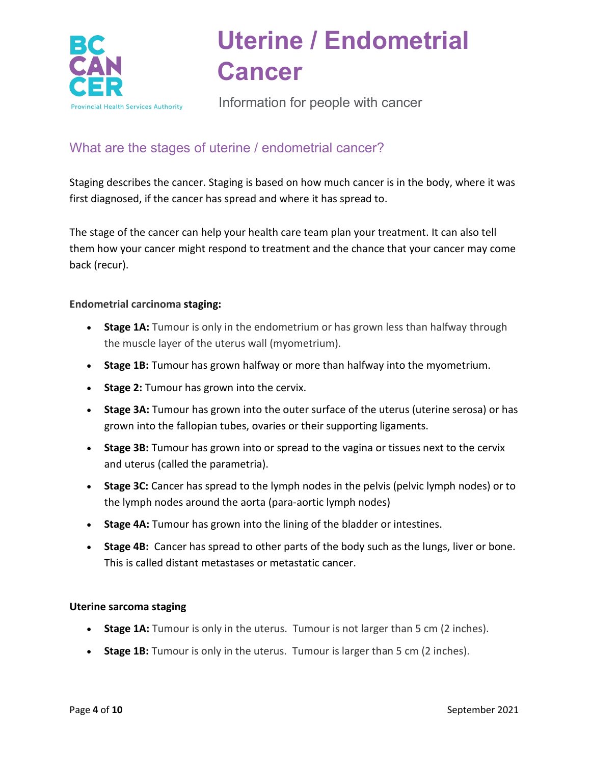## What are the stages of uterine / endometrial cancer?

Staging describes the cancer. Staging is based on how much cancer is in the body, where it was first diagnosed, if the cancer has spread and where it has spread to.

The stage of the cancer can help your health care team plan your treatment. It can also tell them how your cancer might respond to treatment and the chance that your cancer may come back (recur).

**Endometrial carcinoma staging:**

- **Stage 1A:** Tumour is only in the endometrium or has grown less than halfway through the muscle layer of the uterus wall (myometrium).
- **Stage 1B:** Tumour has grown halfway or more than halfway into the myometrium.
- **Stage 2:** Tumour has grown into the cervix.
- **Stage 3A:** Tumour has grown into the outer surface of the uterus (uterine serosa) or has grown into the fallopian tubes, ovaries or their supporting ligaments.
- **Stage 3B:** Tumour has grown into or spread to the vagina or tissues next to the cervix and uterus (called the parametria).
- **Stage 3C:** Cancer has spread to the lymph nodes in the pelvis (pelvic lymph nodes) or to the lymph nodes around the aorta (para-aortic lymph nodes)
- **Stage 4A:** Tumour has grown into the lining of the bladder or intestines.
- **Stage 4B:** Cancer has spread to other parts of the body such as the lungs, liver or bone. This is called distant metastases or metastatic cancer.

**Uterine sarcoma staging**

- **Stage 1A:** Tumour is only in the uterus. Tumour is not larger than 5 cm (2 inches).
- **Stage 1B:** Tumour is only in the uterus. Tumour is larger than 5 cm (2 inches).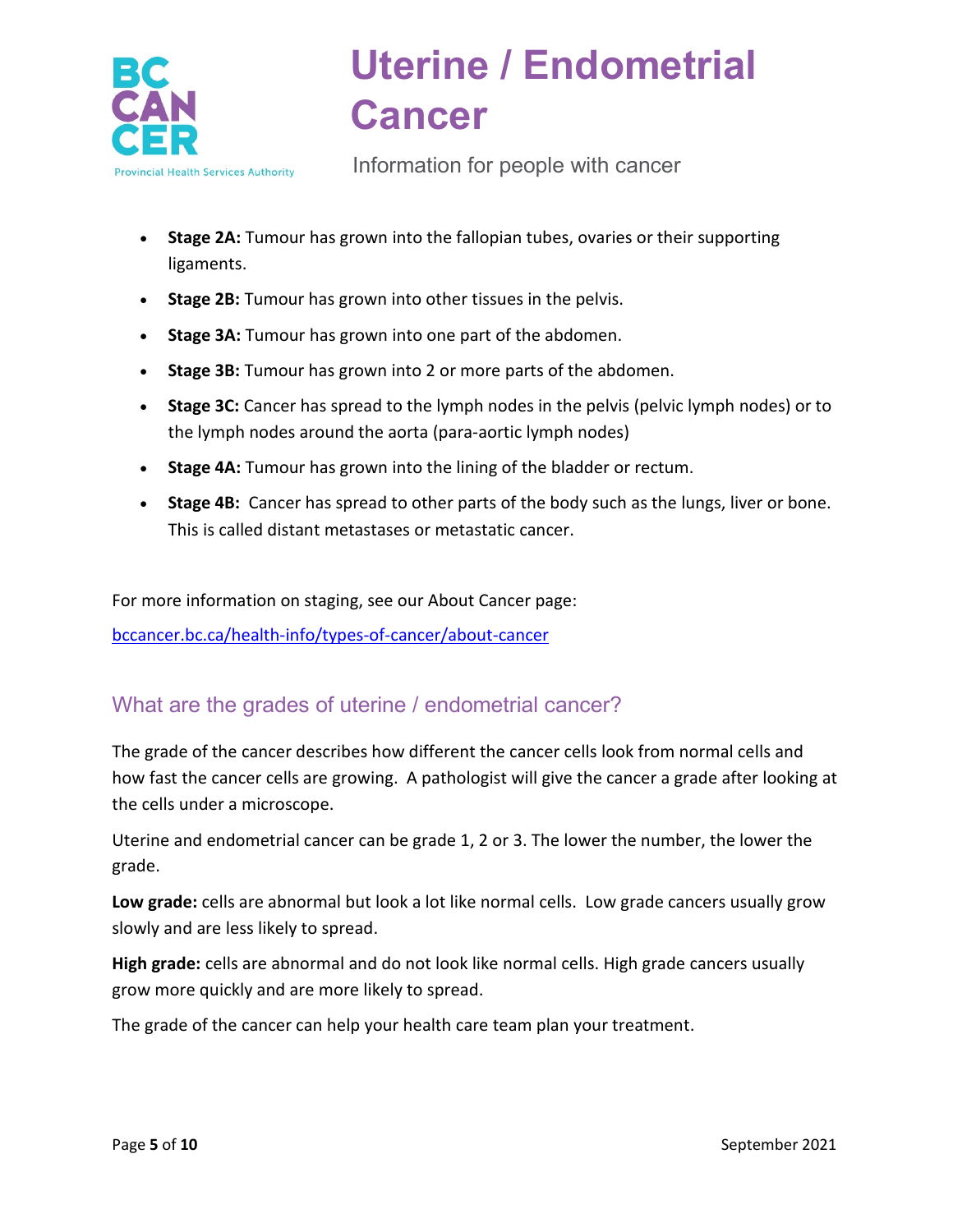- **Stage 2A:** Tumour has grown into the fallopian tubes, ovaries or their supporting ligaments.
- **Stage 2B:** Tumour has grown into other tissues in the pelvis.
- **Stage 3A:** Tumour has grown into one part of the abdomen.
- **Stage 3B:** Tumour has grown into 2 or more parts of the abdomen.
- **Stage 3C:** Cancer has spread to the lymph nodes in the pelvis (pelvic lymph nodes) or to the lymph nodes around the aorta (para-aortic lymph nodes)
- **Stage 4A:** Tumour has grown into the lining of the bladder or rectum.
- **Stage 4B:** Cancer has spread to other parts of the body such as the lungs, liver or bone. This is called distant metastases or metastatic cancer.

For more information on staging, see our About Cancer page:

[bccancer.bc.ca/health-info/types-of-cancer/about-cancer](bccancer.bc.ca/health-info/types-of-cancer/about-cancer)

## What are the grades of uterine / endometrial cancer?

The grade of the cancer describes how different the cancer cells look from normal cells and how fast the cancer cells are growing. A pathologist will give the cancer a grade after looking at the cells under a microscope.

Uterine and endometrial cancer can be grade 1, 2 or 3. The lower the number, the lower the grade.

**Low grade:** cells are abnormal but look a lot like normal cells. Low grade cancers usually grow slowly and are less likely to spread.

**High grade:** cells are abnormal and do not look like normal cells. High grade cancers usually grow more quickly and are more likely to spread.

The grade of the cancer can help your health care team plan your treatment.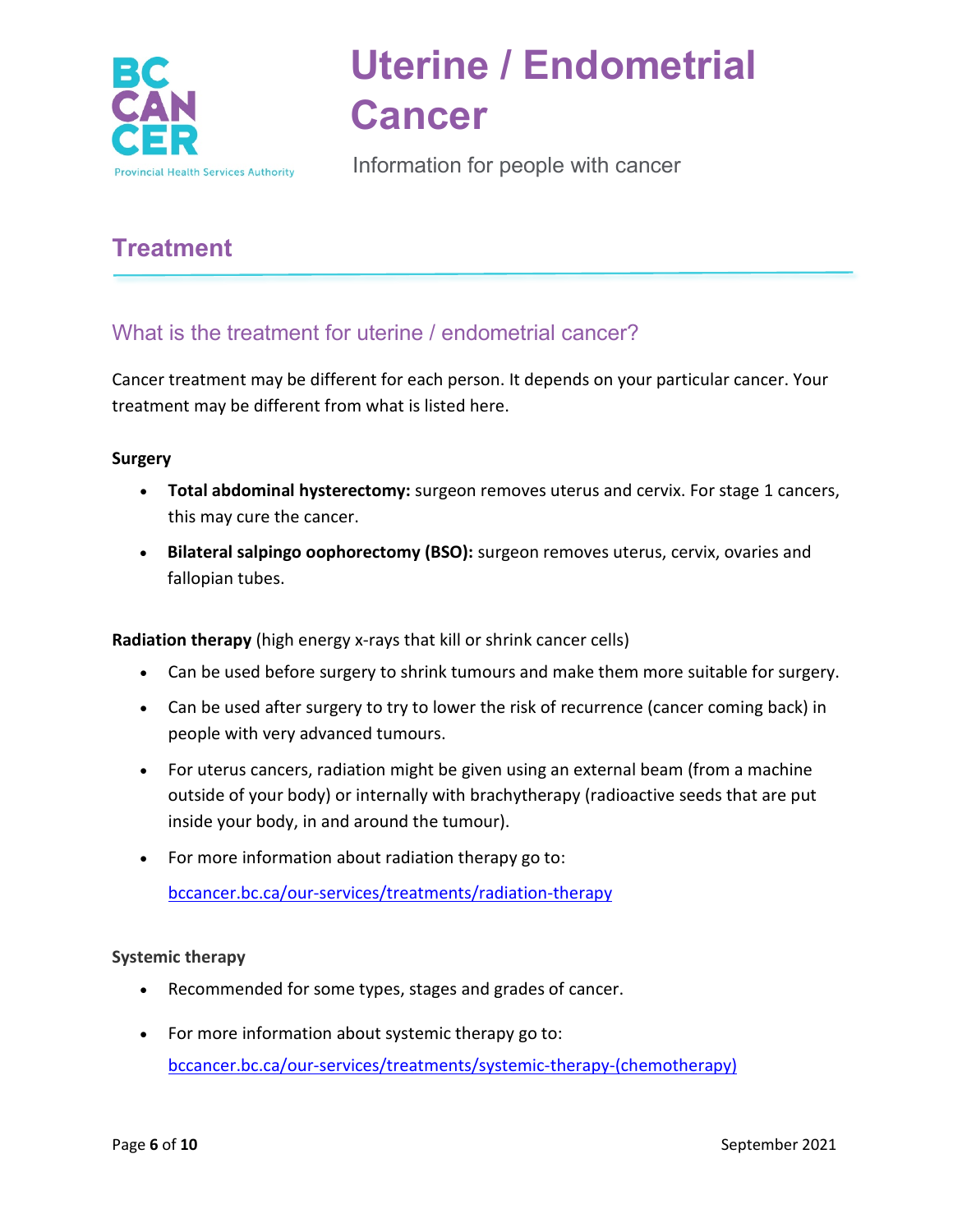# Uterine / Endometrial Cancer

Information for people with cancer

## Treatment

### What is the treatment for uterine / endometrial cancer?

Cancer treatment may be different for each person. It depends on your particular cancer. Your treatment may be different from what is listed here.

**Surgery**

- **Total abdominal hysterectomy:** surgeon removes uterus and cervix. For stage 1 cancers, this may cure the cancer.
- **Bilateral salpingo oophorectomy (BSO):** surgeon removes uterus, cervix, ovaries and fallopian tubes.

**Radiation therapy** (high energy x-rays that kill or shrink cancer cells)

- Can be used before surgery to shrink tumours and make them more suitable for surgery.
- Can be used after surgery to try to lower the risk of recurrence (cancer coming back) in people with very advanced tumours.
- For uterus cancers, radiation might be given using an external beam (from a machine outside of your body) or internally with brachytherapy (radioactive seeds that are put inside your body, in and around the tumour).
- For more information about radiation therapy go to:

  bccancer.bc.ca/our-services/treatments/radiation-therapy

**Systemic therapy**

- Recommended for some types, stages and grades of cancer.
- For more information about systemic therapy go to:
  bccancer.bc.ca/our-services/treatments/systemic-therapy-(chemotherapy)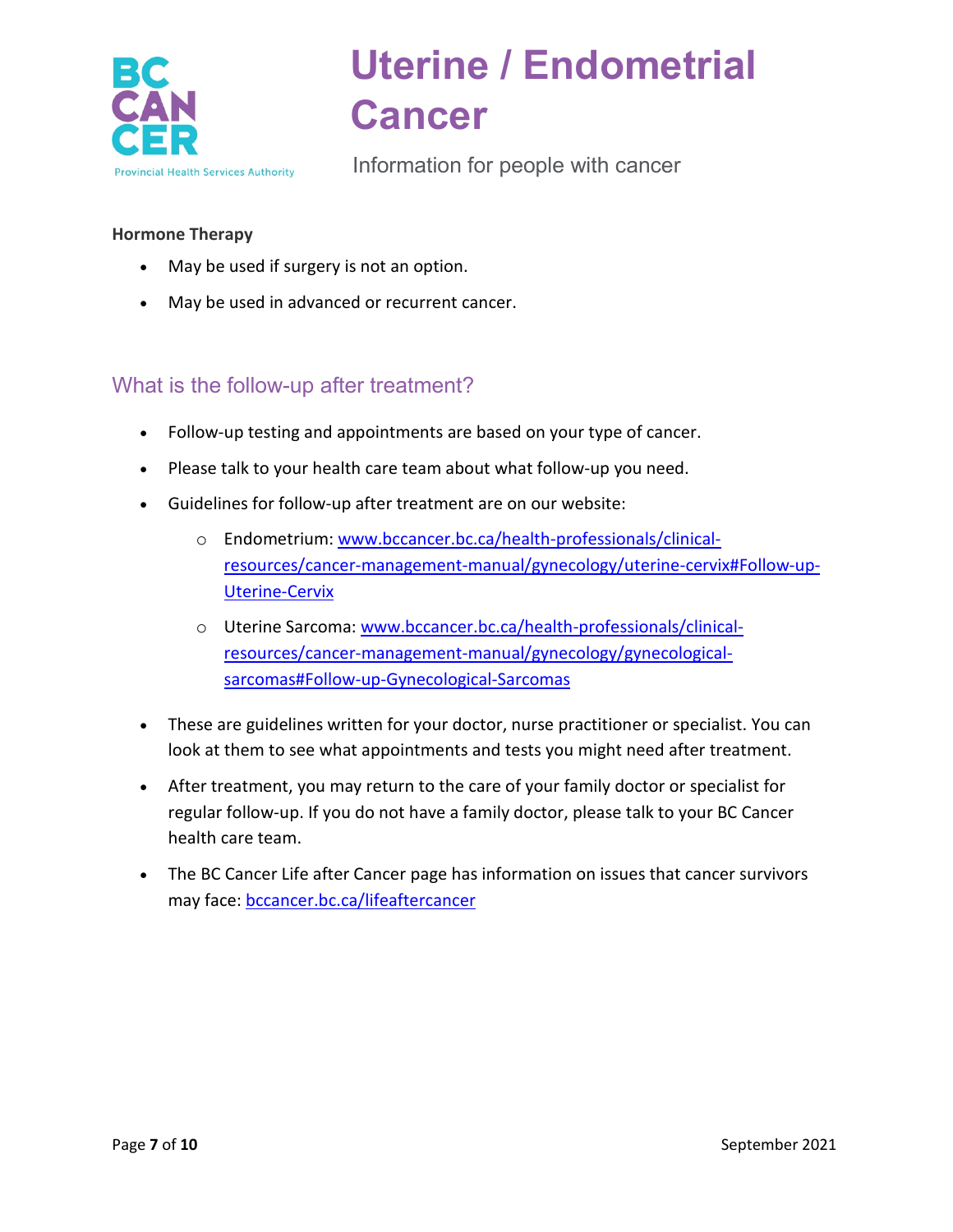**Hormone Therapy**

- May be used if surgery is not an option.
- May be used in advanced or recurrent cancer.

## What is the follow-up after treatment?

- Follow-up testing and appointments are based on your type of cancer.
- Please talk to your health care team about what follow-up you need.
- Guidelines for follow-up after treatment are on our website:
    - Endometrium: [www.bccancer.bc.ca/health-professionals/clinical-resources/cancer-management-manual/gynecology/uterine-cervix#Follow-up-Uterine-Cervix](www.bccancer.bc.ca/health-professionals/clinical-resources/cancer-management-manual/gynecology/uterine-cervix#Follow-up-Uterine-Cervix)
    - Uterine Sarcoma: [www.bccancer.bc.ca/health-professionals/clinical-resources/cancer-management-manual/gynecology/gynecological-sarcomas#Follow-up-Gynecological-Sarcomas](www.bccancer.bc.ca/health-professionals/clinical-resources/cancer-management-manual/gynecology/gynecological-sarcomas#Follow-up-Gynecological-Sarcomas)
- These are guidelines written for your doctor, nurse practitioner or specialist. You can look at them to see what appointments and tests you might need after treatment.
- After treatment, you may return to the care of your family doctor or specialist for regular follow-up. If you do not have a family doctor, please talk to your BC Cancer health care team.
- The BC Cancer Life after Cancer page has information on issues that cancer survivors may face: [bccancer.bc.ca/lifeaftercancer](bccancer.bc.ca/lifeaftercancer)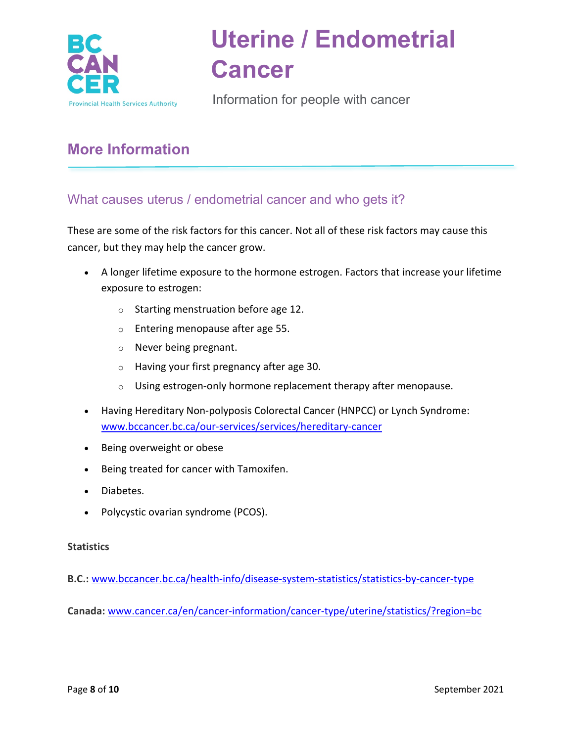# Uterine / Endometrial Cancer

Information for people with cancer

## More Information

### What causes uterus / endometrial cancer and who gets it?

These are some of the risk factors for this cancer. Not all of these risk factors may cause this cancer, but they may help the cancer grow.

- A longer lifetime exposure to the hormone estrogen. Factors that increase your lifetime exposure to estrogen:
  - Starting menstruation before age 12.
  - Entering menopause after age 55.
  - Never being pregnant.
  - Having your first pregnancy after age 30.
  - Using estrogen-only hormone replacement therapy after menopause.
- Having Hereditary Non-polyposis Colorectal Cancer (HNPCC) or Lynch Syndrome: [www.bccancer.bc.ca/our-services/services/hereditary-cancer](http://www.bccancer.bc.ca/our-services/services/hereditary-cancer)
- Being overweight or obese
- Being treated for cancer with Tamoxifen.
- Diabetes.
- Polycystic ovarian syndrome (PCOS).

**Statistics**

**B.C.:** [www.bccancer.bc.ca/health-info/disease-system-statistics/statistics-by-cancer-type](http://www.bccancer.bc.ca/health-info/disease-system-statistics/statistics-by-cancer-type)

**Canada:** [www.cancer.ca/en/cancer-information/cancer-type/uterine/statistics/?region=bc](http://www.cancer.ca/en/cancer-information/cancer-type/uterine/statistics/?region=bc)

September 2021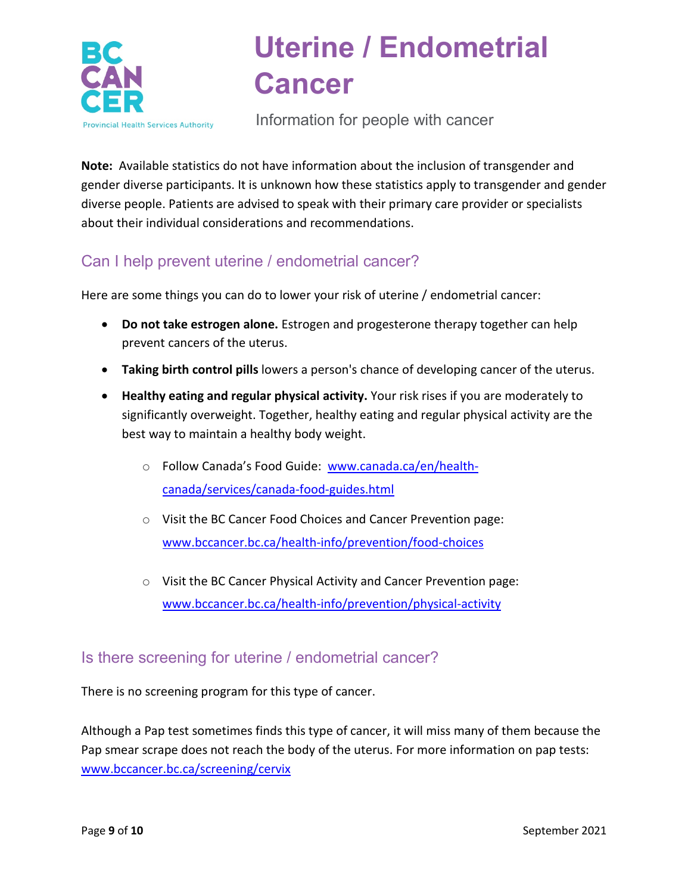**Note:** Available statistics do not have information about the inclusion of transgender and gender diverse participants. It is unknown how these statistics apply to transgender and gender diverse people. Patients are advised to speak with their primary care provider or specialists about their individual considerations and recommendations.

## Can I help prevent uterine / endometrial cancer?

Here are some things you can do to lower your risk of uterine / endometrial cancer:

- **Do not take estrogen alone.** Estrogen and progesterone therapy together can help prevent cancers of the uterus.
- **Taking birth control pills** lowers a person's chance of developing cancer of the uterus.
- **Healthy eating and regular physical activity.** Your risk rises if you are moderately to significantly overweight. Together, healthy eating and regular physical activity are the best way to maintain a healthy body weight.
    - Follow Canada's Food Guide: [www.canada.ca/en/health-canada/services/canada-food-guides.html](www.canada.ca/en/health-canada/services/canada-food-guides.html)
    - Visit the BC Cancer Food Choices and Cancer Prevention page: [www.bccancer.bc.ca/health-info/prevention/food-choices](www.bccancer.bc.ca/health-info/prevention/food-choices)
    - Visit the BC Cancer Physical Activity and Cancer Prevention page: [www.bccancer.bc.ca/health-info/prevention/physical-activity](www.bccancer.bc.ca/health-info/prevention/physical-activity)

## Is there screening for uterine / endometrial cancer?

There is no screening program for this type of cancer.

Although a Pap test sometimes finds this type of cancer, it will miss many of them because the Pap smear scrape does not reach the body of the uterus. For more information on pap tests: [www.bccancer.bc.ca/screening/cervix](www.bccancer.bc.ca/screening/cervix)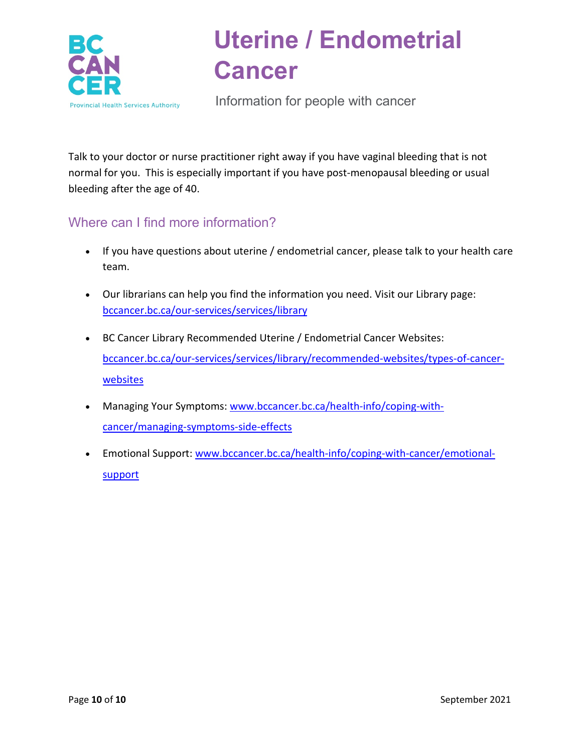Talk to your doctor or nurse practitioner right away if you have vaginal bleeding that is not normal for you. This is especially important if you have post-menopausal bleeding or usual bleeding after the age of 40.

## Where can I find more information?

- If you have questions about uterine / endometrial cancer, please talk to your health care team.
- Our librarians can help you find the information you need. Visit our Library page: bccancer.bc.ca/our-services/services/library
- BC Cancer Library Recommended Uterine / Endometrial Cancer Websites: bccancer.bc.ca/our-services/services/library/recommended-websites/types-of-cancer-websites
- Managing Your Symptoms: www.bccancer.bc.ca/health-info/coping-with-cancer/managing-symptoms-side-effects
- Emotional Support: www.bccancer.bc.ca/health-info/coping-with-cancer/emotional-support